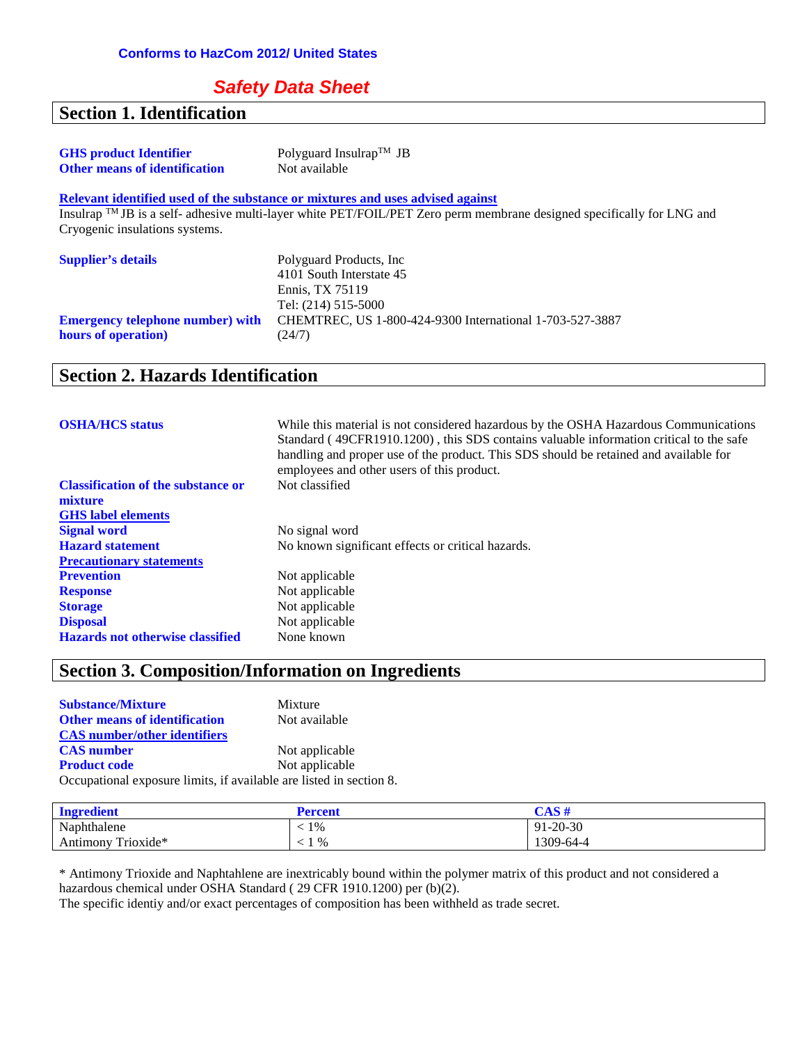**Conforms to HazCom 2012/ United States**

# *Safety Data Sheet*

## Section 1. Identification

**GHS product Identifier** Polyguard Insulrap$^{TM}$ JB
**Other means of identification** Not available

**Relevant identified used of the substance or mixtures and uses advised against**
Insulrap $^{TM}$ JB is a self- adhesive multi-layer white PET/FOIL/PET Zero perm membrane designed specifically for LNG and Cryogenic insulations systems.

**Supplier's details** Polyguard Products, Inc
4101 South Interstate 45
Ennis, TX 75119
Tel: (214) 515-5000

**Emergency telephone number) with hours of operation)** CHEMTREC, US 1-800-424-9300 International 1-703-527-3887 (24/7)

## Section 2. Hazards Identification

**OSHA/HCS status** While this material is not considered hazardous by the OSHA Hazardous Communications Standard ( 49CFR1910.1200) , this SDS contains valuable information critical to the safe handling and proper use of the product. This SDS should be retained and available for employees and other users of this product.

**Classification of the substance or mixture** Not classified

**GHS label elements**

**Signal word** No signal word
**Hazard statement** No known significant effects or critical hazards.

**Precautionary statements**

**Prevention** Not applicable
**Response** Not applicable
**Storage** Not applicable
**Disposal** Not applicable
**Hazards not otherwise classified** None known

## Section 3. Composition/Information on Ingredients

**Substance/Mixture** Mixture
**Other means of identification** Not available

**CAS number/other identifiers**

**CAS number** Not applicable
**Product code** Not applicable

Occupational exposure limits, if available are listed in section 8.

| Ingredient | Percent | CAS # |
|---|---|---|
| Naphthalene | < 1% | 91-20-30 |
| Antimony Trioxide* | < 1 % | 1309-64-4 |

* Antimony Trioxide and Naphtahlene are inextricably bound within the polymer matrix of this product and not considered a hazardous chemical under OSHA Standard ( 29 CFR 1910.1200) per (b)(2).
The specific identiy and/or exact percentages of composition has been withheld as trade secret.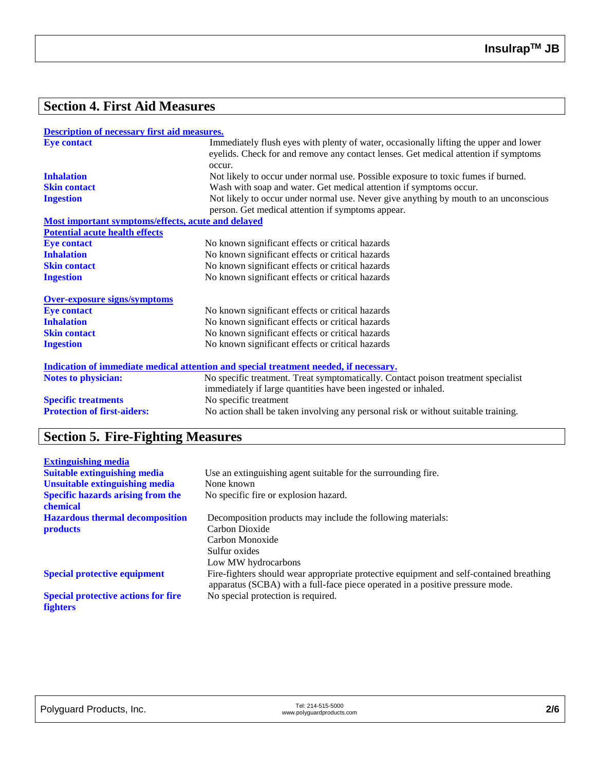## Section 4. First Aid Measures

**Description of necessary first aid measures.**

| | |
|---|---|
| **Eye contact** | Immediately flush eyes with plenty of water, occasionally lifting the upper and lower eyelids. Check for and remove any contact lenses. Get medical attention if symptoms occur. |
| **Inhalation** | Not likely to occur under normal use. Possible exposure to toxic fumes if burned. |
| **Skin contact** | Wash with soap and water. Get medical attention if symptoms occur. |
| **Ingestion** | Not likely to occur under normal use. Never give anything by mouth to an unconscious person. Get medical attention if symptoms appear. |

**Most important symptoms/effects, acute and delayed**

**Potential acute health effects**

| | |
|---|---|
| **Eye contact** | No known significant effects or critical hazards |
| **Inhalation** | No known significant effects or critical hazards |
| **Skin contact** | No known significant effects or critical hazards |
| **Ingestion** | No known significant effects or critical hazards |

**Over-exposure signs/symptoms**

| | |
|---|---|
| **Eye contact** | No known significant effects or critical hazards |
| **Inhalation** | No known significant effects or critical hazards |
| **Skin contact** | No known significant effects or critical hazards |
| **Ingestion** | No known significant effects or critical hazards |

**Indication of immediate medical attention and special treatment needed, if necessary.**

| | |
|---|---|
| **Notes to physician:** | No specific treatment. Treat symptomatically. Contact poison treatment specialist immediately if large quantities have been ingested or inhaled. |
| **Specific treatments** | No specific treatment |
| **Protection of first-aiders:** | No action shall be taken involving any personal risk or without suitable training. |

## Section 5. Fire-Fighting Measures

**Extinguishing media**

| | |
|---|---|
| **Suitable extinguishing media** | Use an extinguishing agent suitable for the surrounding fire. |
| **Unsuitable extinguishing media** | None known |
| **Specific hazards arising from the chemical** | No specific fire or explosion hazard. |
| **Hazardous thermal decomposition products** | Decomposition products may include the following materials:<br>Carbon Dioxide<br>Carbon Monoxide<br>Sulfur oxides<br>Low MW hydrocarbons |
| **Special protective equipment** | Fire-fighters should wear appropriate protective equipment and self-contained breathing apparatus (SCBA) with a full-face piece operated in a positive pressure mode. |
| **Special protective actions for fire fighters** | No special protection is required. |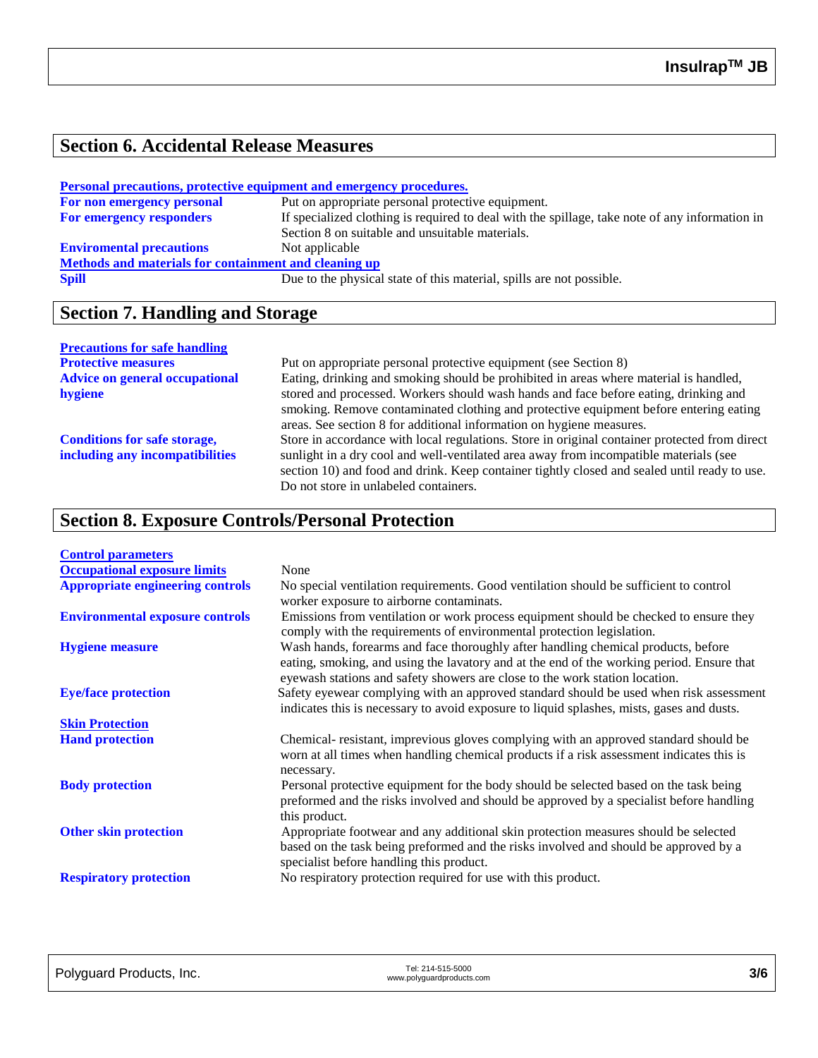## Section 6. Accidental Release Measures

**Personal precautions, protective equipment and emergency procedures.**

| | |
|---|---|
| **For non emergency personal** | Put on appropriate personal protective equipment. |
| **For emergency responders** | If specialized clothing is required to deal with the spillage, take note of any information in Section 8 on suitable and unsuitable materials. |
| **Enviromental precautions** | Not applicable |

**Methods and materials for containment and cleaning up**

| | |
|---|---|
| **Spill** | Due to the physical state of this material, spills are not possible. |

## Section 7. Handling and Storage

**Precautions for safe handling**

| | |
|---|---|
| **Protective measures** | Put on appropriate personal protective equipment (see Section 8) |
| **Advice on general occupational hygiene** | Eating, drinking and smoking should be prohibited in areas where material is handled, stored and processed. Workers should wash hands and face before eating, drinking and smoking. Remove contaminated clothing and protective equipment before entering eating areas. See section 8 for additional information on hygiene measures. |
| **Conditions for safe storage, including any incompatibilities** | Store in accordance with local regulations. Store in original container protected from direct sunlight in a dry cool and well-ventilated area away from incompatible materials (see section 10) and food and drink. Keep container tightly closed and sealed until ready to use. Do not store in unlabeled containers. |

## Section 8. Exposure Controls/Personal Protection

**Control parameters**

| | |
|---|---|
| **Occupational exposure limits** | None |
| **Appropriate engineering controls** | No special ventilation requirements. Good ventilation should be sufficient to control worker exposure to airborne contaminats. |
| **Environmental exposure controls** | Emissions from ventilation or work process equipment should be checked to ensure they comply with the requirements of environmental protection legislation. |
| **Hygiene measure** | Wash hands, forearms and face thoroughly after handling chemical products, before eating, smoking, and using the lavatory and at the end of the working period. Ensure that eyewash stations and safety showers are close to the work station location. |
| **Eye/face protection** | Safety eyewear complying with an approved standard should be used when risk assessment indicates this is necessary to avoid exposure to liquid splashes, mists, gases and dusts. |

**Skin Protection**

| | |
|---|---|
| **Hand protection** | Chemical- resistant, impervious gloves complying with an approved standard should be worn at all times when handling chemical products if a risk assessment indicates this is necessary. |
| **Body protection** | Personal protective equipment for the body should be selected based on the task being preformed and the risks involved and should be approved by a specialist before handling this product. |
| **Other skin protection** | Appropriate footwear and any additional skin protection measures should be selected based on the task being preformed and the risks involved and should be approved by a specialist before handling this product. |
| **Respiratory protection** | No respiratory protection required for use with this product. |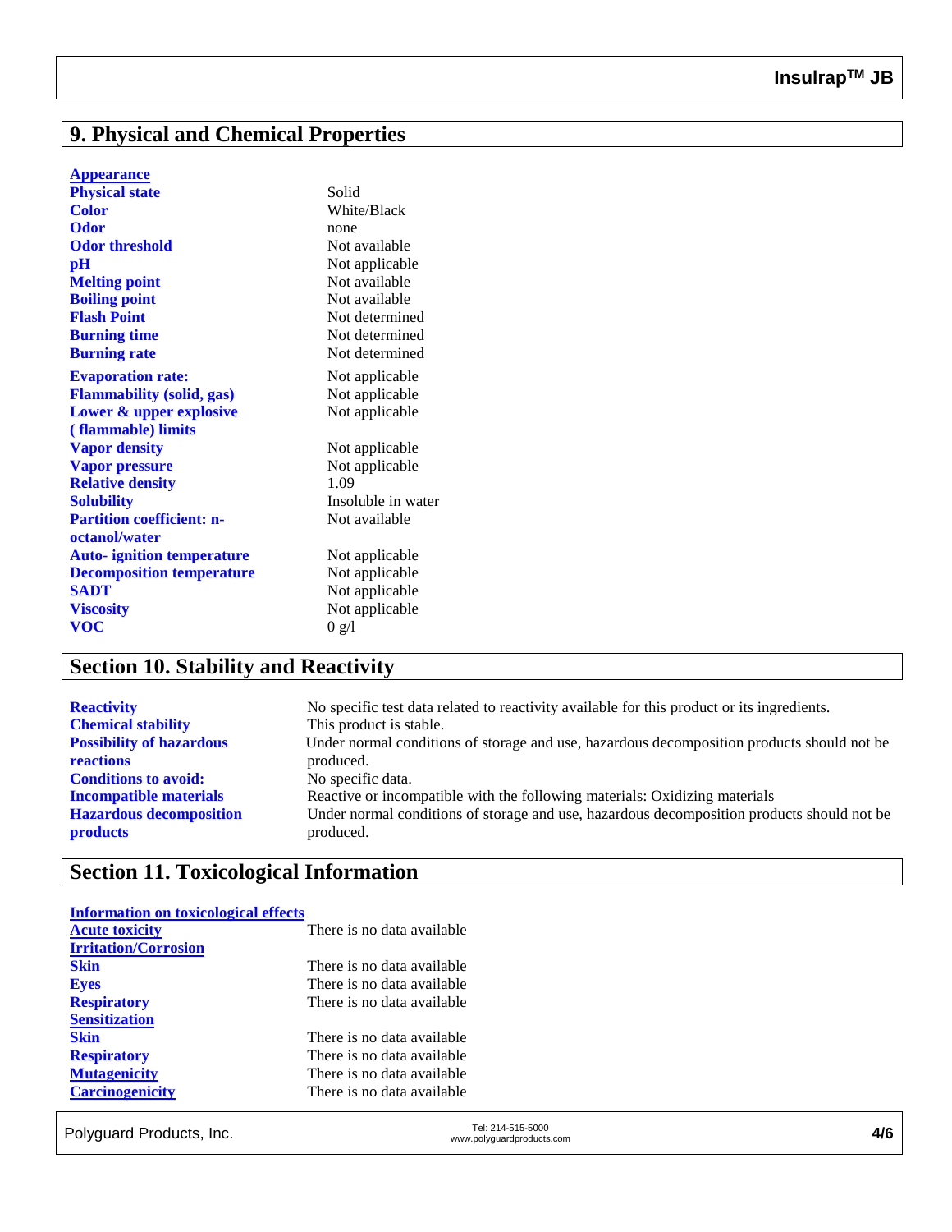## 9. Physical and Chemical Properties

**Appearance**

| | |
|---|---|
| **Physical state** | Solid |
| **Color** | White/Black |
| **Odor** | none |
| **Odor threshold** | Not available |
| **pH** | Not applicable |
| **Melting point** | Not available |
| **Boiling point** | Not available |
| **Flash Point** | Not determined |
| **Burning time** | Not determined |
| **Burning rate** | Not determined |
| **Evaporation rate:** | Not applicable |
| **Flammability (solid, gas)** | Not applicable |
| **Lower & upper explosive ( flammable) limits** | Not applicable |
| **Vapor density** | Not applicable |
| **Vapor pressure** | Not applicable |
| **Relative density** | 1.09 |
| **Solubility** | Insoluble in water |
| **Partition coefficient: n-octanol/water** | Not available |
| **Auto- ignition temperature** | Not applicable |
| **Decomposition temperature** | Not applicable |
| **SADT** | Not applicable |
| **Viscosity** | Not applicable |
| **VOC** | 0 g/l |

## Section 10. Stability and Reactivity

| | |
|---|---|
| **Reactivity** | No specific test data related to reactivity available for this product or its ingredients. |
| **Chemical stability** | This product is stable. |
| **Possibility of hazardous reactions** | Under normal conditions of storage and use, hazardous decomposition products should not be produced. |
| **Conditions to avoid:** | No specific data. |
| **Incompatible materials** | Reactive or incompatible with the following materials: Oxidizing materials |
| **Hazardous decomposition products** | Under normal conditions of storage and use, hazardous decomposition products should not be produced. |

## Section 11. Toxicological Information

**Information on toxicological effects**

| | |
|---|---|
| **Acute toxicity** | There is no data available |
| **Irritation/Corrosion** | |
| **Skin** | There is no data available |
| **Eyes** | There is no data available |
| **Respiratory** | There is no data available |
| **Sensitization** | |
| **Skin** | There is no data available |
| **Respiratory** | There is no data available |
| **Mutagenicity** | There is no data available |
| **Carcinogenicity** | There is no data available |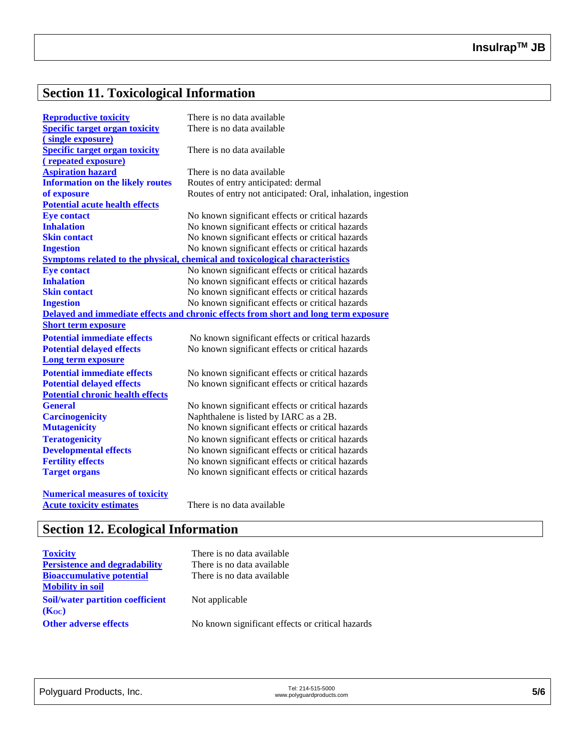## Section 11. Toxicological Information

| | |
|---|---|
| **Reproductive toxicity** | There is no data available |
| **Specific target organ toxicity ( single exposure)** | There is no data available |
| **Specific target organ toxicity ( repeated exposure)** | There is no data available |
| **Aspiration hazard** | There is no data available |
| **Information on the likely routes of exposure** | Routes of entry anticipated: dermal<br>Routes of entry not anticipated: Oral, inhalation, ingestion |
| **Potential acute health effects** | |
| **Eye contact** | No known significant effects or critical hazards |
| **Inhalation** | No known significant effects or critical hazards |
| **Skin contact** | No known significant effects or critical hazards |
| **Ingestion** | No known significant effects or critical hazards |
| **Symptoms related to the physical, chemical and toxicological characteristics** | |
| **Eye contact** | No known significant effects or critical hazards |
| **Inhalation** | No known significant effects or critical hazards |
| **Skin contact** | No known significant effects or critical hazards |
| **Ingestion** | No known significant effects or critical hazards |
| **Delayed and immediate effects and chronic effects from short and long term exposure** | |
| **Short term exposure** | |
| **Potential immediate effects** | No known significant effects or critical hazards |
| **Potential delayed effects** | No known significant effects or critical hazards |
| **Long term exposure** | |
| **Potential immediate effects** | No known significant effects or critical hazards |
| **Potential delayed effects** | No known significant effects or critical hazards |
| **Potential chronic health effects** | |
| **General** | No known significant effects or critical hazards |
| **Carcinogenicity** | Naphthalene is listed by IARC as a 2B. |
| **Mutagenicity** | No known significant effects or critical hazards |
| **Teratogenicity** | No known significant effects or critical hazards |
| **Developmental effects** | No known significant effects or critical hazards |
| **Fertility effects** | No known significant effects or critical hazards |
| **Target organs** | No known significant effects or critical hazards |
| **Numerical measures of toxicity** | |
| **Acute toxicity estimates** | There is no data available |

## Section 12. Ecological Information

| | |
|---|---|
| **Toxicity** | There is no data available |
| **Persistence and degradability** | There is no data available |
| **Bioaccumulative potential** | There is no data available |
| **Mobility in soil** | |
| **Soil/water partition coefficient ($K_{OC}$)** | Not applicable |
| **Other adverse effects** | No known significant effects or critical hazards |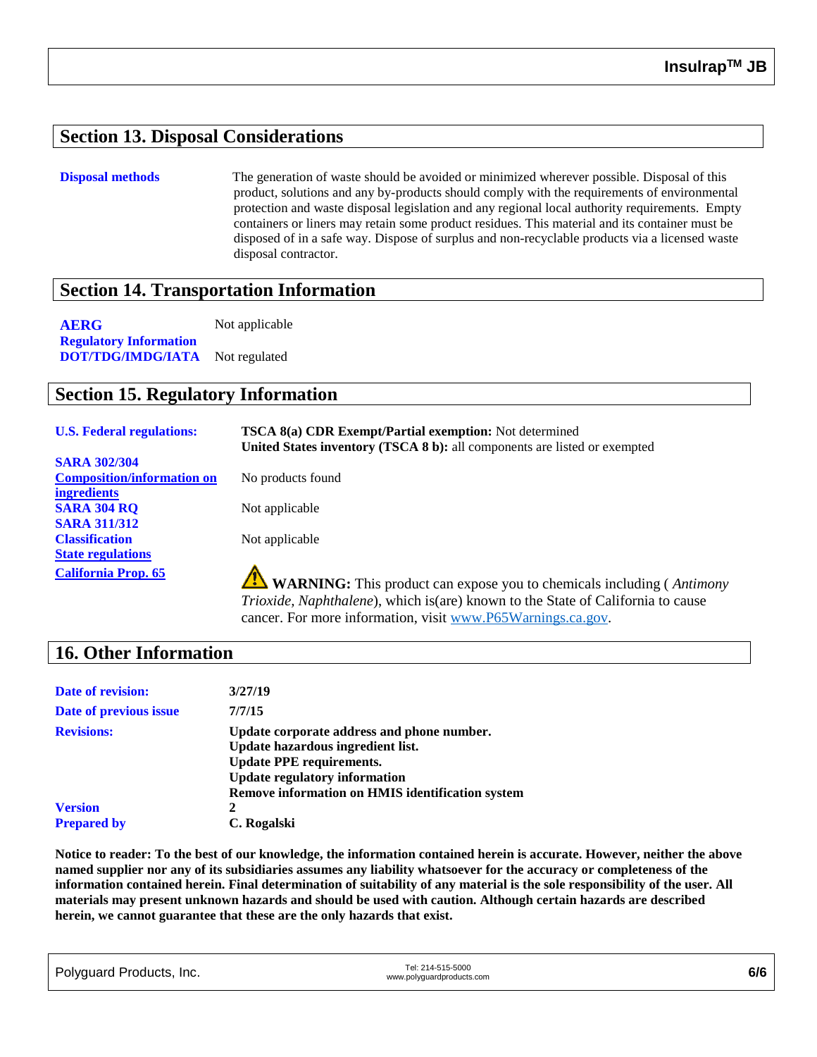## Section 13. Disposal Considerations

**Disposal methods**

The generation of waste should be avoided or minimized wherever possible. Disposal of this product, solutions and any by-products should comply with the requirements of environmental protection and waste disposal legislation and any regional local authority requirements. Empty containers or liners may retain some product residues. This material and its container must be disposed of in a safe way. Dispose of surplus and non-recyclable products via a licensed waste disposal contractor.

## Section 14. Transportation Information

**AERG** Not applicable

**Regulatory Information**

**DOT/TDG/IMDG/IATA** Not regulated

## Section 15. Regulatory Information

**U.S. Federal regulations:**

**TSCA 8(a) CDR Exempt/Partial exemption:** Not determined
**United States inventory (TSCA 8 b):** all components are listed or exempted

**SARA 302/304**

**Composition/information on ingredients** No products found

**SARA 304 RQ** Not applicable

**SARA 311/312**

**Classification** Not applicable

**State regulations**

**California Prop. 65**

⚠ **WARNING:** This product can expose you to chemicals including ( *Antimony Trioxide, Naphthalene*), which is(are) known to the State of California to cause cancer. For more information, visit www.P65Warnings.ca.gov.

## 16. Other Information

**Date of revision:** **3/27/19**

**Date of previous issue** **7/7/15**

**Revisions:**
**Update corporate address and phone number.**
**Update hazardous ingredient list.**
**Update PPE requirements.**
**Update regulatory information**
**Remove information on HMIS identification system**

**Version** **2**

**Prepared by** **C. Rogalski**

**Notice to reader: To the best of our knowledge, the information contained herein is accurate. However, neither the above named supplier nor any of its subsidiaries assumes any liability whatsoever for the accuracy or completeness of the information contained herein. Final determination of suitability of any material is the sole responsibility of the user. All materials may present unknown hazards and should be used with caution. Although certain hazards are described herein, we cannot guarantee that these are the only hazards that exist.**